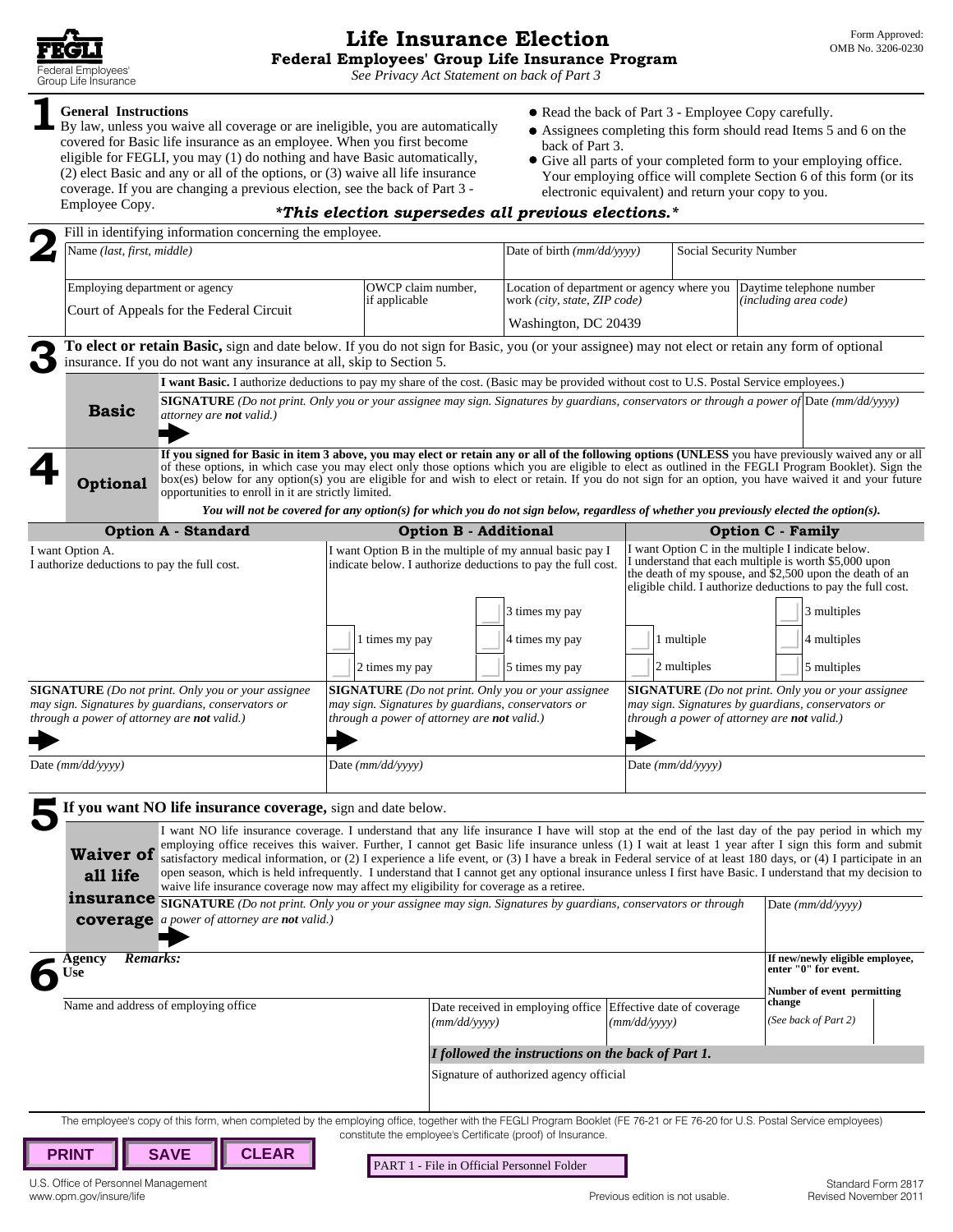FEGLI
Federal Employees' Group Life Insurance

# Life Insurance Election

## Federal Employees' Group Life Insurance Program

*See Privacy Act Statement on back of Part 3*

Form Approved:
OMB No. 3206-0230

## 1 General Instructions

By law, unless you waive all coverage or are ineligible, you are automatically covered for Basic life insurance as an employee. When you first become eligible for FEGLI, you may (1) do nothing and have Basic automatically, (2) elect Basic and any or all of the options, or (3) waive all life insurance coverage. If you are changing a previous election, see the back of Part 3 - Employee Copy.

- Read the back of Part 3 - Employee Copy carefully.
- Assignees completing this form should read Items 5 and 6 on the back of Part 3.
- Give all parts of your completed form to your employing office. Your employing office will complete Section 6 of this form (or its electronic equivalent) and return your copy to you.

***This election supersedes all previous elections.***

## 2

Fill in identifying information concerning the employee.

| Name *(last, first, middle)* | | Date of birth *(mm/dd/yyyy)* | Social Security Number |
|---|---|---|---|
| | | | |

| Employing department or agency | OWCP claim number, if applicable | Location of department or agency where you work *(city, state, ZIP code)* | Daytime telephone number *(including area code)* |
|---|---|---|---|
| Court of Appeals for the Federal Circuit | | Washington, DC 20439 | |

## 3

**To elect or retain Basic,** sign and date below. If you do not sign for Basic, you (or your assignee) may not elect or retain any form of optional insurance. If you do not want any insurance at all, skip to Section 5.

**Basic**

**I want Basic.** I authorize deductions to pay my share of the cost. (Basic may be provided without cost to U.S. Postal Service employees.)

**SIGNATURE** *(Do not print. Only you or your assignee may sign. Signatures by guardians, conservators or through a power of attorney are **not** valid.)* ➡

Date *(mm/dd/yyyy)*

## 4

**Optional**

**If you signed for Basic in item 3 above, you may elect or retain any or all of the following options (UNLESS** you have previously waived any or all of these options, in which case you may elect only those options which you are eligible to elect as outlined in the FEGLI Program Booklet). Sign the box(es) below for any option(s) you are eligible for and wish to elect or retain. If you do not sign for an option, you have waived it and your future opportunities to enroll in it are strictly limited.

***You will not be covered for any option(s) for which you do not sign below, regardless of whether you previously elected the option(s).***

| Option A - Standard | Option B - Additional | Option C - Family |
|---|---|---|
| I want Option A. I authorize deductions to pay the full cost. | I want Option B in the multiple of my annual basic pay I indicate below. I authorize deductions to pay the full cost. | I want Option C in the multiple I indicate below. I understand that each multiple is worth \$5,000 upon the death of my spouse, and \$2,500 upon the death of an eligible child. I authorize deductions to pay the full cost. |
| | ☐ 1 times my pay<br>☐ 2 times my pay<br>☐ 3 times my pay<br>☐ 4 times my pay<br>☐ 5 times my pay | ☐ 1 multiple<br>☐ 2 multiples<br>☐ 3 multiples<br>☐ 4 multiples<br>☐ 5 multiples |
| **SIGNATURE** *(Do not print. Only you or your assignee may sign. Signatures by guardians, conservators or through a power of attorney are **not** valid.)* ➡ | **SIGNATURE** *(Do not print. Only you or your assignee may sign. Signatures by guardians, conservators or through a power of attorney are **not** valid.)* ➡ | **SIGNATURE** *(Do not print. Only you or your assignee may sign. Signatures by guardians, conservators or through a power of attorney are **not** valid.)* ➡ |
| Date *(mm/dd/yyyy)* | Date *(mm/dd/yyyy)* | Date *(mm/dd/yyyy)* |

## 5 If you want NO life insurance coverage, sign and date below.

**Waiver of all life insurance coverage**

I want NO life insurance coverage. I understand that any life insurance I have will stop at the end of the last day of the pay period in which my employing office receives this waiver. Further, I cannot get Basic life insurance unless (1) I wait at least 1 year after I sign this form and submit satisfactory medical information, or (2) I experience a life event, or (3) I have a break in Federal service of at least 180 days, or (4) I participate in an open season, which is held infrequently. I understand that I cannot get any optional insurance unless I first have Basic. I understand that my decision to waive life insurance coverage now may affect my eligibility for coverage as a retiree.

**SIGNATURE** *(Do not print. Only you or your assignee may sign. Signatures by guardians, conservators or through a power of attorney are **not** valid.)* ➡

Date *(mm/dd/yyyy)*

## 6 Agency Use

***Remarks:***

**If new/newly eligible employee, enter "0" for event.**

**Number of event permitting change**
*(See back of Part 2)*

| Name and address of employing office | Date received in employing office *(mm/dd/yyyy)* | Effective date of coverage *(mm/dd/yyyy)* |
|---|---|---|
| | | |

***I followed the instructions on the back of Part 1.***

Signature of authorized agency official

The employee's copy of this form, when completed by the employing office, together with the FEGLI Program Booklet (FE 76-21 or FE 76-20 for U.S. Postal Service employees) constitute the employee's Certificate (proof) of Insurance.

PRINT | SAVE | CLEAR

PART 1 - File in Official Personnel Folder

U.S. Office of Personnel Management
www.opm.gov/insure/life

Previous edition is not usable.

Standard Form 2817
Revised November 2011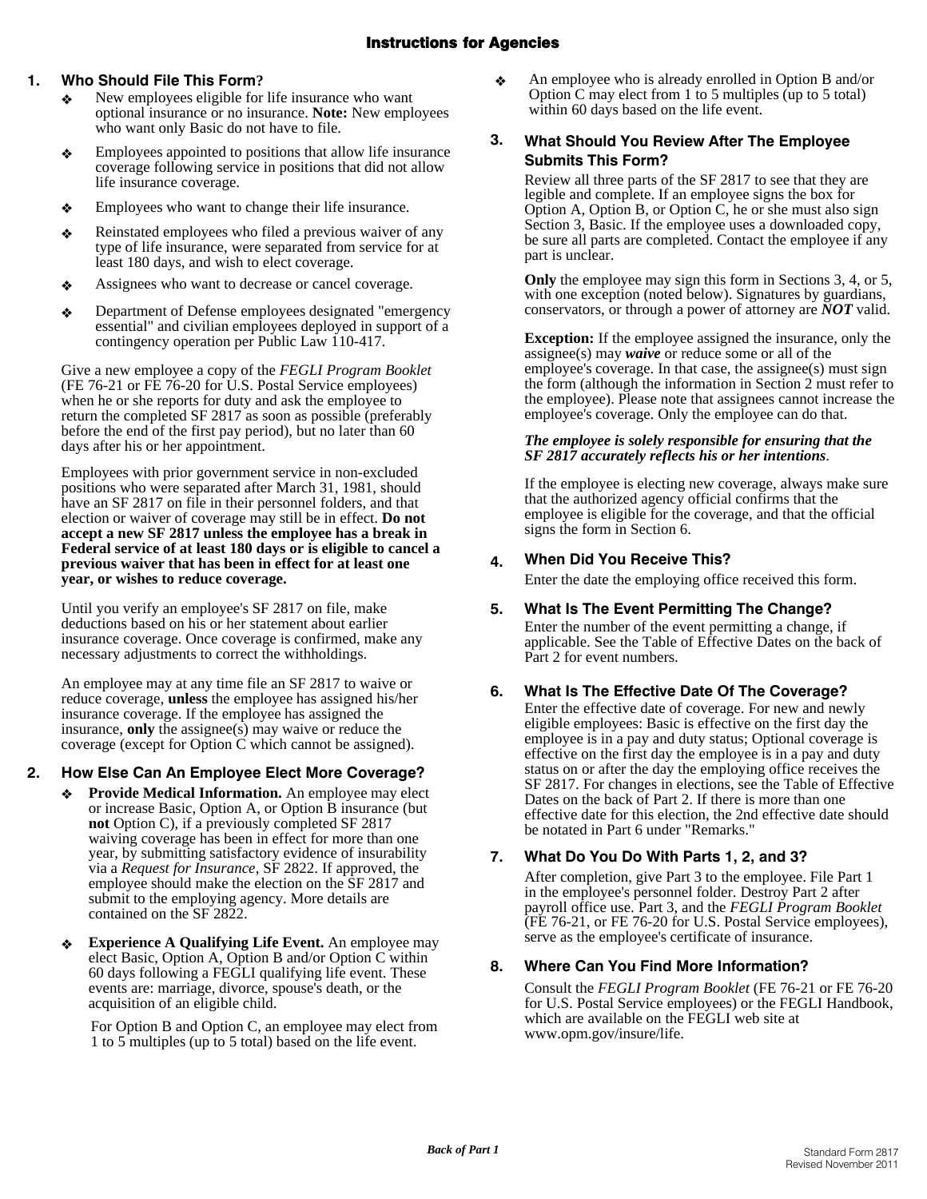# Instructions for Agencies

## 1. Who Should File This Form?

- New employees eligible for life insurance who want optional insurance or no insurance. **Note:** New employees who want only Basic do not have to file.
- Employees appointed to positions that allow life insurance coverage following service in positions that did not allow life insurance coverage.
- Employees who want to change their life insurance.
- Reinstated employees who filed a previous waiver of any type of life insurance, were separated from service for at least 180 days, and wish to elect coverage.
- Assignees who want to decrease or cancel coverage.
- Department of Defense employees designated "emergency essential" and civilian employees deployed in support of a contingency operation per Public Law 110-417.

Give a new employee a copy of the *FEGLI Program Booklet* (FE 76-21 or FE 76-20 for U.S. Postal Service employees) when he or she reports for duty and ask the employee to return the completed SF 2817 as soon as possible (preferably before the end of the first pay period), but no later than 60 days after his or her appointment.

Employees with prior government service in non-excluded positions who were separated after March 31, 1981, should have an SF 2817 on file in their personnel folders, and that election or waiver of coverage may still be in effect. **Do not accept a new SF 2817 unless the employee has a break in Federal service of at least 180 days or is eligible to cancel a previous waiver that has been in effect for at least one year, or wishes to reduce coverage.**

Until you verify an employee's SF 2817 on file, make deductions based on his or her statement about earlier insurance coverage. Once coverage is confirmed, make any necessary adjustments to correct the withholdings.

An employee may at any time file an SF 2817 to waive or reduce coverage, **unless** the employee has assigned his/her insurance coverage. If the employee has assigned the insurance, **only** the assignee(s) may waive or reduce the coverage (except for Option C which cannot be assigned).

## 2. How Else Can An Employee Elect More Coverage?

- **Provide Medical Information.** An employee may elect or increase Basic, Option A, or Option B insurance (but **not** Option C), if a previously completed SF 2817 waiving coverage has been in effect for more than one year, by submitting satisfactory evidence of insurability via a *Request for Insurance*, SF 2822. If approved, the employee should make the election on the SF 2817 and submit to the employing agency. More details are contained on the SF 2822.
- **Experience A Qualifying Life Event.** An employee may elect Basic, Option A, Option B and/or Option C within 60 days following a FEGLI qualifying life event. These events are: marriage, divorce, spouse's death, or the acquisition of an eligible child.

  For Option B and Option C, an employee may elect from 1 to 5 multiples (up to 5 total) based on the life event.
- An employee who is already enrolled in Option B and/or Option C may elect from 1 to 5 multiples (up to 5 total) within 60 days based on the life event.

## 3. What Should You Review After The Employee Submits This Form?

Review all three parts of the SF 2817 to see that they are legible and complete. If an employee signs the box for Option A, Option B, or Option C, he or she must also sign Section 3, Basic. If the employee uses a downloaded copy, be sure all parts are completed. Contact the employee if any part is unclear.

**Only** the employee may sign this form in Sections 3, 4, or 5, with one exception (noted below). Signatures by guardians, conservators, or through a power of attorney are ***NOT*** valid.

**Exception:** If the employee assigned the insurance, only the assignee(s) may ***waive*** or reduce some or all of the employee's coverage. In that case, the assignee(s) must sign the form (although the information in Section 2 must refer to the employee). Please note that assignees cannot increase the employee's coverage. Only the employee can do that.

***The employee is solely responsible for ensuring that the SF 2817 accurately reflects his or her intentions***.

If the employee is electing new coverage, always make sure that the authorized agency official confirms that the employee is eligible for the coverage, and that the official signs the form in Section 6.

## 4. When Did You Receive This?

Enter the date the employing office received this form.

## 5. What Is The Event Permitting The Change?

Enter the number of the event permitting a change, if applicable. See the Table of Effective Dates on the back of Part 2 for event numbers.

## 6. What Is The Effective Date Of The Coverage?

Enter the effective date of coverage. For new and newly eligible employees: Basic is effective on the first day the employee is in a pay and duty status; Optional coverage is effective on the first day the employee is in a pay and duty status on or after the day the employing office receives the SF 2817. For changes in elections, see the Table of Effective Dates on the back of Part 2. If there is more than one effective date for this election, the 2nd effective date should be notated in Part 6 under "Remarks."

## 7. What Do You Do With Parts 1, 2, and 3?

After completion, give Part 3 to the employee. File Part 1 in the employee's personnel folder. Destroy Part 2 after payroll office use. Part 3, and the *FEGLI Program Booklet* (FE 76-21, or FE 76-20 for U.S. Postal Service employees), serve as the employee's certificate of insurance.

## 8. Where Can You Find More Information?

Consult the *FEGLI Program Booklet* (FE 76-21 or FE 76-20 for U.S. Postal Service employees) or the FEGLI Handbook, which are available on the FEGLI web site at www.opm.gov/insure/life.

***Back of Part 1***

Standard Form 2817
Revised November 2011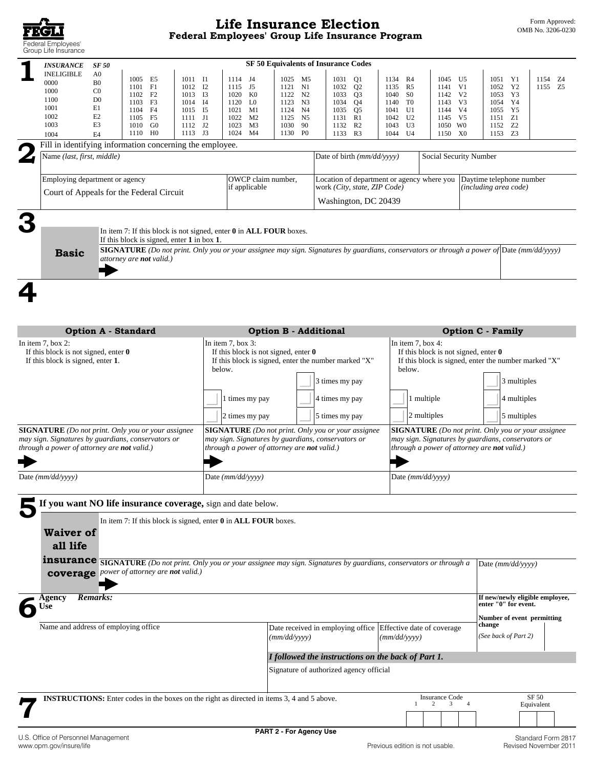# Life Insurance Election

## Federal Employees' Group Life Insurance Program

FEGLI Federal Employees' Group Life Insurance

Form Approved: OMB No. 3206-0230

## 1

**SF 50 Equivalents of Insurance Codes**

| INSURANCE | SF 50 |
|---|---|
| INELIGIBLE | A0 |
| 0000 | B0 |
| 1000 | C0 |
| 1100 | D0 |
| 1001 | E1 |
| 1002 | E2 |
| 1003 | E3 |
| 1004 | E4 |

| | | | | | | | | | |
|---|---|---|---|---|---|---|---|---|---|
| 1005 E5 | 1011 I1 | 1114 J4 | 1025 M5 | 1031 Q1 | 1134 R4 | 1045 U5 | 1051 Y1 | 1154 Z4 |
| 1101 F1 | 1012 I2 | 1115 J5 | 1121 N1 | 1032 Q2 | 1135 R5 | 1141 V1 | 1052 Y2 | 1155 Z5 |
| 1102 F2 | 1013 I3 | 1020 K0 | 1122 N2 | 1033 Q3 | 1040 S0 | 1142 V2 | 1053 Y3 | |
| 1103 F3 | 1014 I4 | 1120 L0 | 1123 N3 | 1034 Q4 | 1140 T0 | 1143 V3 | 1054 Y4 | |
| 1104 F4 | 1015 I5 | 1021 M1 | 1124 N4 | 1035 Q5 | 1041 U1 | 1144 V4 | 1055 Y5 | |
| 1105 F5 | 1111 J1 | 1022 M2 | 1125 N5 | 1131 R1 | 1042 U2 | 1145 V5 | 1151 Z1 | |
| 1010 G0 | 1112 J2 | 1023 M3 | 1030 90 | 1132 R2 | 1043 U3 | 1050 W0 | 1152 Z2 | |
| 1110 H0 | 1113 J3 | 1024 M4 | 1130 P0 | 1133 R3 | 1044 U4 | 1150 X0 | 1153 Z3 | |

## 2

Fill in identifying information concerning the employee.

| Name *(last, first, middle)* | | Date of birth *(mm/dd/yyyy)* | Social Security Number |
|---|---|---|---|
| | | | |
| Employing department or agency<br>Court of Appeals for the Federal Circuit | OWCP claim number, if applicable | Location of department or agency where you work *(City, state, ZIP Code)*<br>Washington, DC 20439 | Daytime telephone number *(including area code)* |

## 3

**Basic**

In item 7: If this block is not signed, enter **0** in **ALL FOUR** boxes.
If this block is signed, enter **1** in box **1**.

**SIGNATURE** *(Do not print. Only you or your assignee may sign. Signatures by guardians, conservators or through a power of attorney are **not** valid.)*

Date *(mm/dd/yyyy)*

## 4

| **Option A - Standard** | **Option B - Additional** | **Option C - Family** |
|---|---|---|
| In item 7, box 2:<br>If this block is not signed, enter **0**<br>If this block is signed, enter **1**. | In item 7, box 3:<br>If this block is not signed, enter **0**<br>If this block is signed, enter the number marked "X" below.<br>☐ 1 times my pay<br>☐ 2 times my pay<br>☐ 3 times my pay<br>☐ 4 times my pay<br>☐ 5 times my pay | In item 7, box 4:<br>If this block is not signed, enter **0**<br>If this block is signed, enter the number marked "X" below.<br>☐ 1 multiple<br>☐ 2 multiples<br>☐ 3 multiples<br>☐ 4 multiples<br>☐ 5 multiples |
| **SIGNATURE** *(Do not print. Only you or your assignee may sign. Signatures by guardians, conservators or through a power of attorney are **not** valid.)* | **SIGNATURE** *(Do not print. Only you or your assignee may sign. Signatures by guardians, conservators or through a power of attorney are **not** valid.)* | **SIGNATURE** *(Do not print. Only you or your assignee may sign. Signatures by guardians, conservators or through a power of attorney are **not** valid.)* |
| Date *(mm/dd/yyyy)* | Date *(mm/dd/yyyy)* | Date *(mm/dd/yyyy)* |

## 5

**If you want NO life insurance coverage,** sign and date below.

**Waiver of all life insurance coverage**

In item 7: If this block is signed, enter **0** in **ALL FOUR** boxes.

**SIGNATURE** *(Do not print. Only you or your assignee may sign. Signatures by guardians, conservators or through a power of attorney are **not** valid.)*

Date *(mm/dd/yyyy)*

## 6

**Agency Use** ***Remarks:***

**If new/newly eligible employee, enter "0" for event.**

**Number of event permitting change**

*(See back of Part 2)*

Name and address of employing office

Date received in employing office *(mm/dd/yyyy)*

Effective date of coverage *(mm/dd/yyyy)*

***I followed the instructions on the back of Part 1.***

Signature of authorized agency official

## 7

**INSTRUCTIONS:** Enter codes in the boxes on the right as directed in items 3, 4 and 5 above.

| Insurance Code 1 | 2 | 3 | 4 | SF 50 Equivalent |
|---|---|---|---|---|
| | | | | |

**PART 2 - For Agency Use**

U.S. Office of Personnel Management
www.opm.gov/insure/life

Previous edition is not usable.

Standard Form 2817
Revised November 2011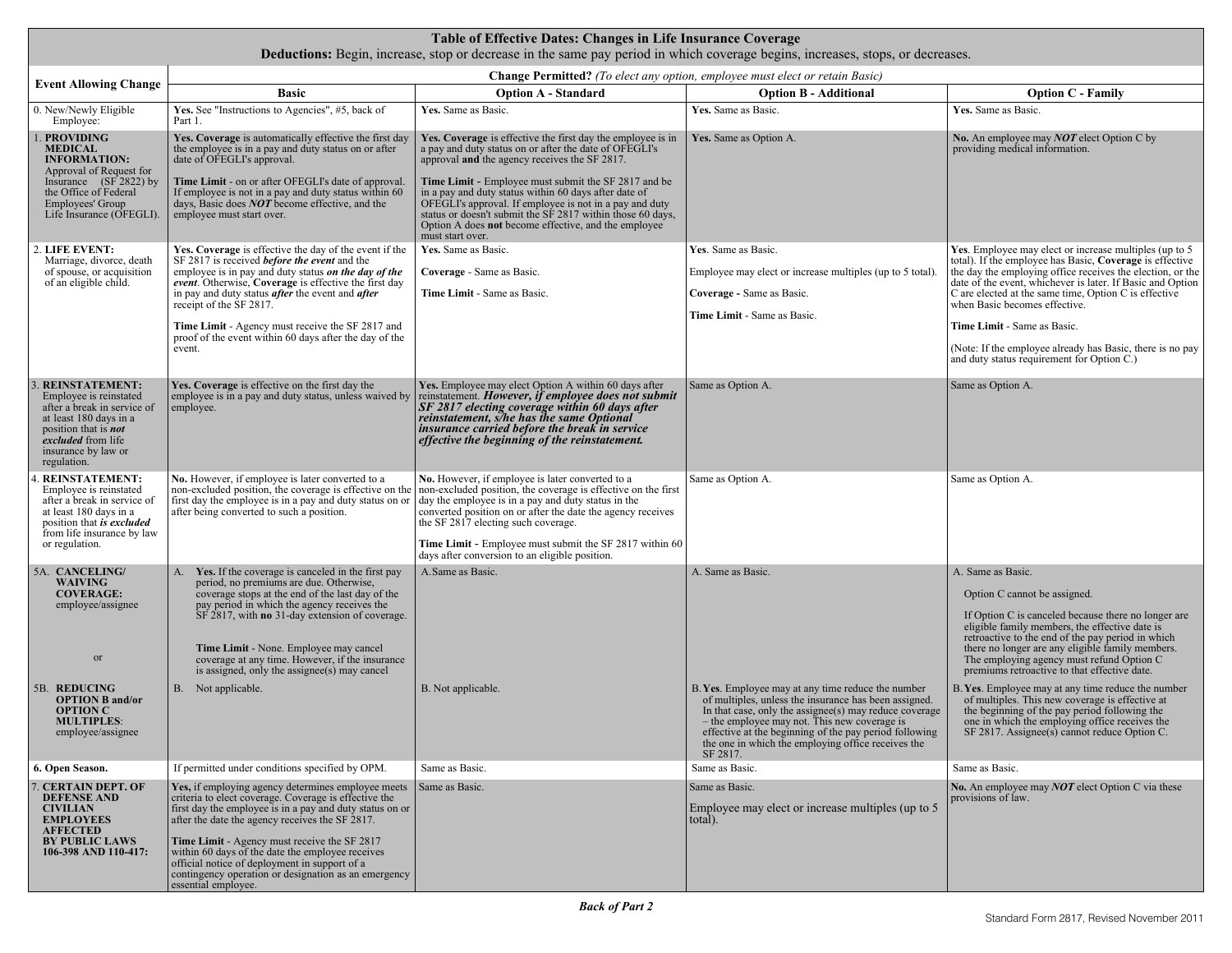# Table of Effective Dates: Changes in Life Insurance Coverage

**Deductions:** Begin, increase, stop or decrease in the same pay period in which coverage begins, increases, stops, or decreases.

| Event Allowing Change | Change Permitted? *(To elect any option, employee must elect or retain Basic)* | | | |
|---|---|---|---|---|
| | **Basic** | **Option A - Standard** | **Option B - Additional** | **Option C - Family** |
| 0. New/Newly Eligible Employee: | **Yes.** See "Instructions to Agencies", #5, back of Part 1. | **Yes.** Same as Basic. | **Yes.** Same as Basic. | **Yes.** Same as Basic. |
| 1. **PROVIDING MEDICAL INFORMATION:** Approval of Request for Insurance (SF 2822) by the Office of Federal Employees' Group Life Insurance (OFEGLI). | **Yes. Coverage** is automatically effective the first day the employee is in a pay and duty status on or after date of OFEGLI's approval.<br><br>**Time Limit** - on or after OFEGLI's date of approval. If employee is not in a pay and duty status within 60 days, Basic does ***NOT*** become effective, and the employee must start over. | **Yes. Coverage** is effective the first day the employee is in a pay and duty status on or after the date of OFEGLI's approval **and** the agency receives the SF 2817.<br><br>**Time Limit** - Employee must submit the SF 2817 and be in a pay and duty status within 60 days after date of OFEGLI's approval. If employee is not in a pay and duty status or doesn't submit the SF 2817 within those 60 days, Option A does **not** become effective, and the employee must start over. | **Yes.** Same as Option A. | **No.** An employee may ***NOT*** elect Option C by providing medical information. |
| 2. **LIFE EVENT:** Marriage, divorce, death of spouse, or acquisition of an eligible child. | **Yes. Coverage** is effective the day of the event if the SF 2817 is received ***before the event*** and the employee is in pay and duty status ***on the day of the event***. Otherwise, **Coverage** is effective the first day in pay and duty status ***after*** the event and ***after*** receipt of the SF 2817.<br><br>**Time Limit** - Agency must receive the SF 2817 and proof of the event within 60 days after the day of the event. | **Yes.** Same as Basic.<br><br>**Coverage** - Same as Basic.<br><br>**Time Limit** - Same as Basic. | **Yes**. Same as Basic.<br><br>Employee may elect or increase multiples (up to 5 total).<br><br>**Coverage -** Same as Basic.<br><br>**Time Limit** - Same as Basic. | **Yes**. Employee may elect or increase multiples (up to 5 total). If the employee has Basic, **Coverage** is effective the day the employing office receives the election, or the date of the event, whichever is later. If Basic and Option C are elected at the same time, Option C is effective when Basic becomes effective.<br><br>**Time Limit** - Same as Basic.<br><br>(Note: If the employee already has Basic, there is no pay and duty status requirement for Option C.) |
| 3. **REINSTATEMENT:** Employee is reinstated after a break in service of at least 180 days in a position that is ***not excluded*** from life insurance by law or regulation. | **Yes. Coverage** is effective on the first day the employee is in a pay and duty status, unless waived by employee. | **Yes.** Employee may elect Option A within 60 days after reinstatement. ***However, if employee does not submit SF 2817 electing coverage within 60 days after reinstatement, s/he has the same Optional insurance carried before the break in service effective the beginning of the reinstatement.*** | Same as Option A. | Same as Option A. |
| 4. **REINSTATEMENT:** Employee is reinstated after a break in service of at least 180 days in a position that ***is excluded*** from life insurance by law or regulation. | **No.** However, if employee is later converted to a non-excluded position, the coverage is effective on the first day the employee is in a pay and duty status on or after being converted to such a position. | **No.** However, if employee is later converted to a non-excluded position, the coverage is effective on the first day the employee is in a pay and duty status in the converted position on or after the date the agency receives the SF 2817 electing such coverage.<br><br>**Time Limit** - Employee must submit the SF 2817 within 60 days after conversion to an eligible position. | Same as Option A. | Same as Option A. |
| 5A. **CANCELING/ WAIVING COVERAGE:** employee/assignee<br><br>or<br><br>5B. **REDUCING OPTION B and/or OPTION C MULTIPLES**: employee/assignee | A. **Yes.** If the coverage is canceled in the first pay period, no premiums are due. Otherwise, coverage stops at the end of the last day of the pay period in which the agency receives the SF 2817, with **no** 31-day extension of coverage.<br><br>**Time Limit** - None. Employee may cancel coverage at any time. However, if the insurance is assigned, only the assignee(s) may cancel<br><br>B. Not applicable. | A. Same as Basic.<br><br>B. Not applicable. | A. Same as Basic.<br><br>B. **Yes**. Employee may at any time reduce the number of multiples, unless the insurance has been assigned. In that case, only the assignee(s) may reduce coverage – the employee may not. This new coverage is effective at the beginning of the pay period following the one in which the employing office receives the SF 2817. | A. Same as Basic.<br><br>Option C cannot be assigned.<br><br>If Option C is canceled because there no longer are eligible family members, the effective date is retroactive to the end of the pay period in which there no longer are any eligible family members. The employing agency must refund Option C premiums retroactive to that effective date.<br><br>B. **Yes**. Employee may at any time reduce the number of multiples. This new coverage is effective at the beginning of the pay period following the one in which the employing office receives the SF 2817. Assignee(s) cannot reduce Option C. |
| **6. Open Season.** | If permitted under conditions specified by OPM. | Same as Basic. | Same as Basic. | Same as Basic. |
| 7. **CERTAIN DEPT. OF DEFENSE AND CIVILIAN EMPLOYEES AFFECTED BY PUBLIC LAWS 106-398 AND 110-417:** | **Yes,** if employing agency determines employee meets criteria to elect coverage. Coverage is effective the first day the employee is in a pay and duty status on or after the date the agency receives the SF 2817.<br><br>**Time Limit** - Agency must receive the SF 2817 within 60 days of the date the employee receives official notice of deployment in support of a contingency operation or designation as an emergency essential employee. | Same as Basic. | Same as Basic.<br><br>Employee may elect or increase multiples (up to 5 total). | **No.** An employee may ***NOT*** elect Option C via these provisions of law. |

***Back of Part 2***

Standard Form 2817, Revised November 2011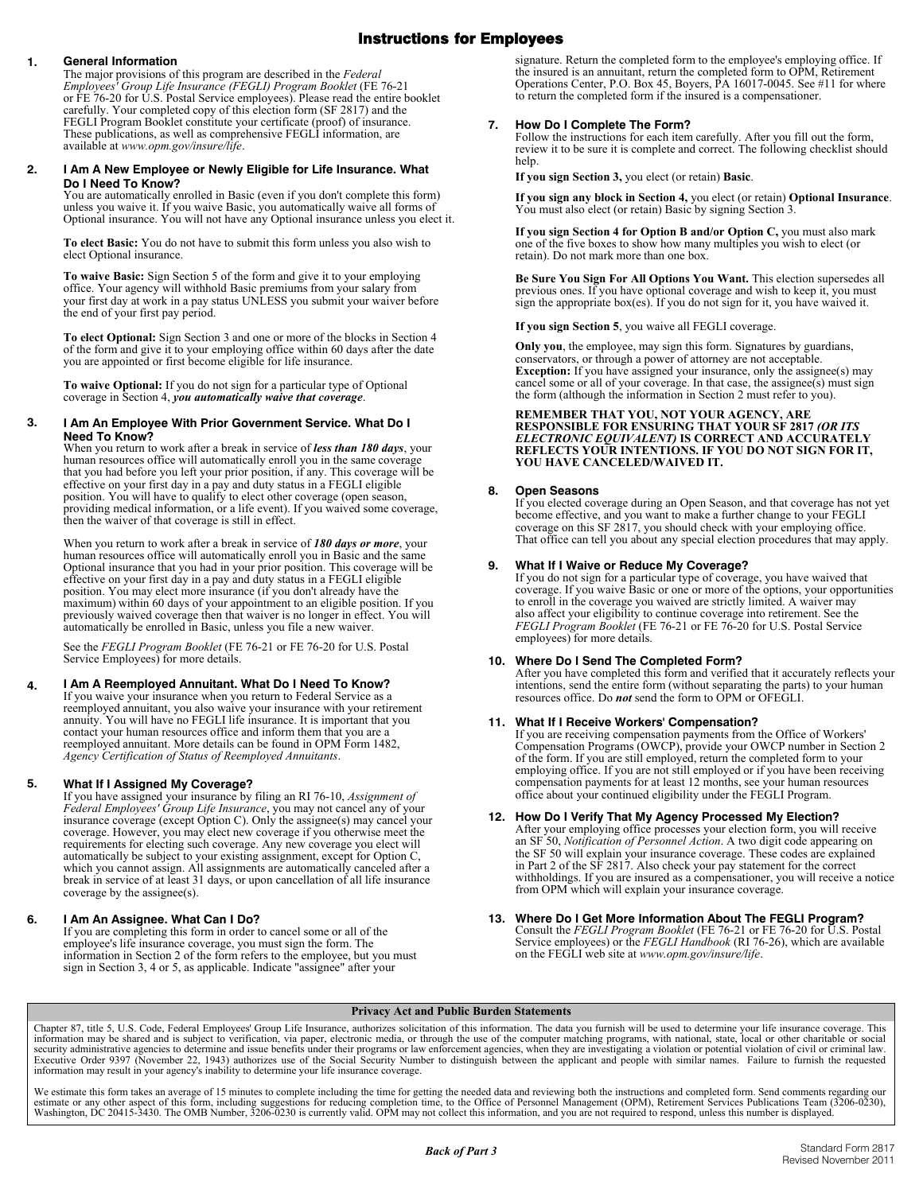# Instructions for Employees

## 1. General Information

The major provisions of this program are described in the *Federal Employees' Group Life Insurance (FEGLI) Program Booklet* (FE 76-21 or FE 76-20 for U.S. Postal Service employees). Please read the entire booklet carefully. Your completed copy of this election form (SF 2817) and the FEGLI Program Booklet constitute your certificate (proof) of insurance. These publications, as well as comprehensive FEGLI information, are available at *www.opm.gov/insure/life*.

## 2. I Am A New Employee or Newly Eligible for Life Insurance. What Do I Need To Know?

You are automatically enrolled in Basic (even if you don't complete this form) unless you waive it. If you waive Basic, you automatically waive all forms of Optional insurance. You will not have any Optional insurance unless you elect it.

**To elect Basic:** You do not have to submit this form unless you also wish to elect Optional insurance.

**To waive Basic:** Sign Section 5 of the form and give it to your employing office. Your agency will withhold Basic premiums from your salary from your first day at work in a pay status UNLESS you submit your waiver before the end of your first pay period.

**To elect Optional:** Sign Section 3 and one or more of the blocks in Section 4 of the form and give it to your employing office within 60 days after the date you are appointed or first become eligible for life insurance.

**To waive Optional:** If you do not sign for a particular type of Optional coverage in Section 4, ***you automatically waive that coverage***.

## 3. I Am An Employee With Prior Government Service. What Do I Need To Know?

When you return to work after a break in service of ***less than 180 days***, your human resources office will automatically enroll you in the same coverage that you had before you left your prior position, if any. This coverage will be effective on your first day in a pay and duty status in a FEGLI eligible position. You will have to qualify to elect other coverage (open season, providing medical information, or a life event). If you waived some coverage, then the waiver of that coverage is still in effect.

When you return to work after a break in service of ***180 days or more***, your human resources office will automatically enroll you in Basic and the same Optional insurance that you had in your prior position. This coverage will be effective on your first day in a pay and duty status in a FEGLI eligible position. You may elect more insurance (if you don't already have the maximum) within 60 days of your appointment to an eligible position. If you previously waived coverage then that waiver is no longer in effect. You will automatically be enrolled in Basic, unless you file a new waiver.

See the *FEGLI Program Booklet* (FE 76-21 or FE 76-20 for U.S. Postal Service Employees) for more details.

## 4. I Am A Reemployed Annuitant. What Do I Need To Know?

If you waive your insurance when you return to Federal Service as a reemployed annuitant, you also waive your insurance with your retirement annuity. You will have no FEGLI life insurance. It is important that you contact your human resources office and inform them that you are a reemployed annuitant. More details can be found in OPM Form 1482, *Agency Certification of Status of Reemployed Annuitants*.

## 5. What If I Assigned My Coverage?

If you have assigned your insurance by filing an RI 76-10, *Assignment of Federal Employees' Group Life Insurance*, you may not cancel any of your insurance coverage (except Option C). Only the assignee(s) may cancel your coverage. However, you may elect new coverage if you otherwise meet the requirements for electing such coverage. Any new coverage you elect will automatically be subject to your existing assignment, except for Option C, which you cannot assign. All assignments are automatically canceled after a break in service of at least 31 days, or upon cancellation of all life insurance coverage by the assignee(s).

## 6. I Am An Assignee. What Can I Do?

If you are completing this form in order to cancel some or all of the employee's life insurance coverage, you must sign the form. The information in Section 2 of the form refers to the employee, but you must sign in Section 3, 4 or 5, as applicable. Indicate "assignee" after your signature. Return the completed form to the employee's employing office. If the insured is an annuitant, return the completed form to OPM, Retirement Operations Center, P.O. Box 45, Boyers, PA 16017-0045. See #11 for where to return the completed form if the insured is a compensationer.

## 7. How Do I Complete The Form?

Follow the instructions for each item carefully. After you fill out the form, review it to be sure it is complete and correct. The following checklist should help.

**If you sign Section 3,** you elect (or retain) **Basic**.

**If you sign any block in Section 4,** you elect (or retain) **Optional Insurance**. You must also elect (or retain) Basic by signing Section 3.

**If you sign Section 4 for Option B and/or Option C,** you must also mark one of the five boxes to show how many multiples you wish to elect (or retain). Do not mark more than one box.

**Be Sure You Sign For All Options You Want.** This election supersedes all previous ones. If you have optional coverage and wish to keep it, you must sign the appropriate box(es). If you do not sign for it, you have waived it.

**If you sign Section 5**, you waive all FEGLI coverage.

**Only you**, the employee, may sign this form. Signatures by guardians, conservators, or through a power of attorney are not acceptable.
**Exception:** If you have assigned your insurance, only the assignee(s) may cancel some or all of your coverage. In that case, the assignee(s) must sign the form (although the information in Section 2 must refer to you).

**REMEMBER THAT YOU, NOT YOUR AGENCY, ARE RESPONSIBLE FOR ENSURING THAT YOUR SF 2817 *(OR ITS ELECTRONIC EQUIVALENT)* IS CORRECT AND ACCURATELY REFLECTS YOUR INTENTIONS. IF YOU DO NOT SIGN FOR IT, YOU HAVE CANCELED/WAIVED IT.**

## 8. Open Seasons

If you elected coverage during an Open Season, and that coverage has not yet become effective, and you want to make a further change to your FEGLI coverage on this SF 2817, you should check with your employing office. That office can tell you about any special election procedures that may apply.

## 9. What If I Waive or Reduce My Coverage?

If you do not sign for a particular type of coverage, you have waived that coverage. If you waive Basic or one or more of the options, your opportunities to enroll in the coverage you waived are strictly limited. A waiver may also affect your eligibility to continue coverage into retirement. See the *FEGLI Program Booklet* (FE 76-21 or FE 76-20 for U.S. Postal Service employees) for more details.

## 10. Where Do I Send The Completed Form?

After you have completed this form and verified that it accurately reflects your intentions, send the entire form (without separating the parts) to your human resources office. Do ***not*** send the form to OPM or OFEGLI.

## 11. What If I Receive Workers' Compensation?

If you are receiving compensation payments from the Office of Workers' Compensation Programs (OWCP), provide your OWCP number in Section 2 of the form. If you are still employed, return the completed form to your employing office. If you are not still employed or if you have been receiving compensation payments for at least 12 months, see your human resources office about your continued eligibility under the FEGLI Program.

## 12. How Do I Verify That My Agency Processed My Election?

After your employing office processes your election form, you will receive an SF 50, *Notification of Personnel Action*. A two digit code appearing on the SF 50 will explain your insurance coverage. These codes are explained in Part 2 of the SF 2817. Also check your pay statement for the correct withholdings. If you are insured as a compensationer, you will receive a notice from OPM which will explain your insurance coverage.

## 13. Where Do I Get More Information About The FEGLI Program?

Consult the *FEGLI Program Booklet* (FE 76-21 or FE 76-20 for U.S. Postal Service employees) or the *FEGLI Handbook* (RI 76-26), which are available on the FEGLI web site at *www.opm.gov/insure/life*.

---

**Privacy Act and Public Burden Statements**

Chapter 87, title 5, U.S. Code, Federal Employees' Group Life Insurance, authorizes solicitation of this information. The data you furnish will be used to determine your life insurance coverage. This information may be shared and is subject to verification, via paper, electronic media, or through the use of the computer matching programs, with national, state, local or other charitable or social security administrative agencies to determine and issue benefits under their programs or law enforcement agencies, when they are investigating a violation or potential violation of civil or criminal law. Executive Order 9397 (November 22, 1943) authorizes use of the Social Security Number to distinguish between the applicant and people with similar names. Failure to furnish the requested information may result in your agency's inability to determine your life insurance coverage.

We estimate this form takes an average of 15 minutes to complete including the time for getting the needed data and reviewing both the instructions and completed form. Send comments regarding our estimate or any other aspect of this form, including suggestions for reducing completion time, to the Office of Personnel Management (OPM), Retirement Services Publications Team (3206-0230), Washington, DC 20415-3430. The OMB Number, 3206-0230 is currently valid. OPM may not collect this information, and you are not required to respond, unless this number is displayed.

*Back of Part 3*

Standard Form 2817
Revised November 2011